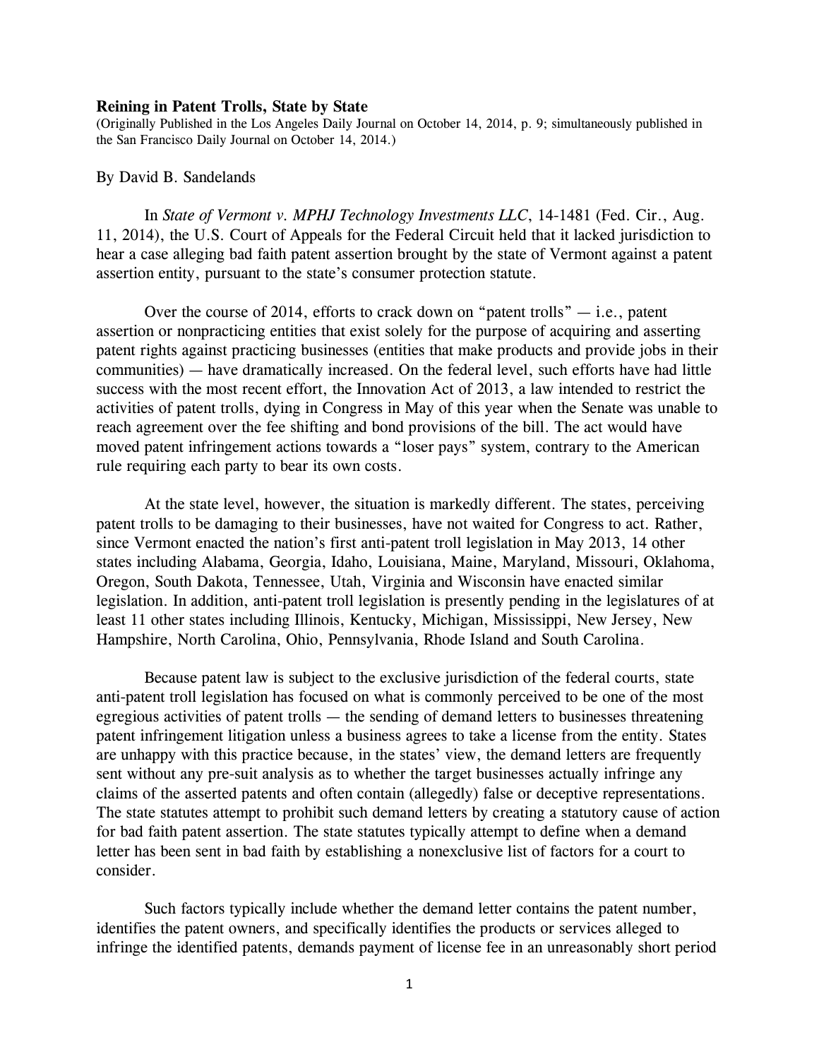**Reining in Patent Trolls, State by State**

(Originally Published in the Los Angeles Daily Journal on October 14, 2014, p. 9; simultaneously published in the San Francisco Daily Journal on October 14, 2014.)

By David B. Sandelands

In *State of Vermont v. MPHJ Technology Investments LLC*, 14-1481 (Fed. Cir., Aug. 11, 2014), the U.S. Court of Appeals for the Federal Circuit held that it lacked jurisdiction to hear a case alleging bad faith patent assertion brought by the state of Vermont against a patent assertion entity, pursuant to the state's consumer protection statute.

Over the course of 2014, efforts to crack down on "patent trolls" — i.e., patent assertion or nonpracticing entities that exist solely for the purpose of acquiring and asserting patent rights against practicing businesses (entities that make products and provide jobs in their communities) — have dramatically increased. On the federal level, such efforts have had little success with the most recent effort, the Innovation Act of 2013, a law intended to restrict the activities of patent trolls, dying in Congress in May of this year when the Senate was unable to reach agreement over the fee shifting and bond provisions of the bill. The act would have moved patent infringement actions towards a "loser pays" system, contrary to the American rule requiring each party to bear its own costs.

At the state level, however, the situation is markedly different. The states, perceiving patent trolls to be damaging to their businesses, have not waited for Congress to act. Rather, since Vermont enacted the nation's first anti-patent troll legislation in May 2013, 14 other states including Alabama, Georgia, Idaho, Louisiana, Maine, Maryland, Missouri, Oklahoma, Oregon, South Dakota, Tennessee, Utah, Virginia and Wisconsin have enacted similar legislation. In addition, anti-patent troll legislation is presently pending in the legislatures of at least 11 other states including Illinois, Kentucky, Michigan, Mississippi, New Jersey, New Hampshire, North Carolina, Ohio, Pennsylvania, Rhode Island and South Carolina.

Because patent law is subject to the exclusive jurisdiction of the federal courts, state anti-patent troll legislation has focused on what is commonly perceived to be one of the most egregious activities of patent trolls — the sending of demand letters to businesses threatening patent infringement litigation unless a business agrees to take a license from the entity. States are unhappy with this practice because, in the states' view, the demand letters are frequently sent without any pre-suit analysis as to whether the target businesses actually infringe any claims of the asserted patents and often contain (allegedly) false or deceptive representations. The state statutes attempt to prohibit such demand letters by creating a statutory cause of action for bad faith patent assertion. The state statutes typically attempt to define when a demand letter has been sent in bad faith by establishing a nonexclusive list of factors for a court to consider.

Such factors typically include whether the demand letter contains the patent number, identifies the patent owners, and specifically identifies the products or services alleged to infringe the identified patents, demands payment of license fee in an unreasonably short period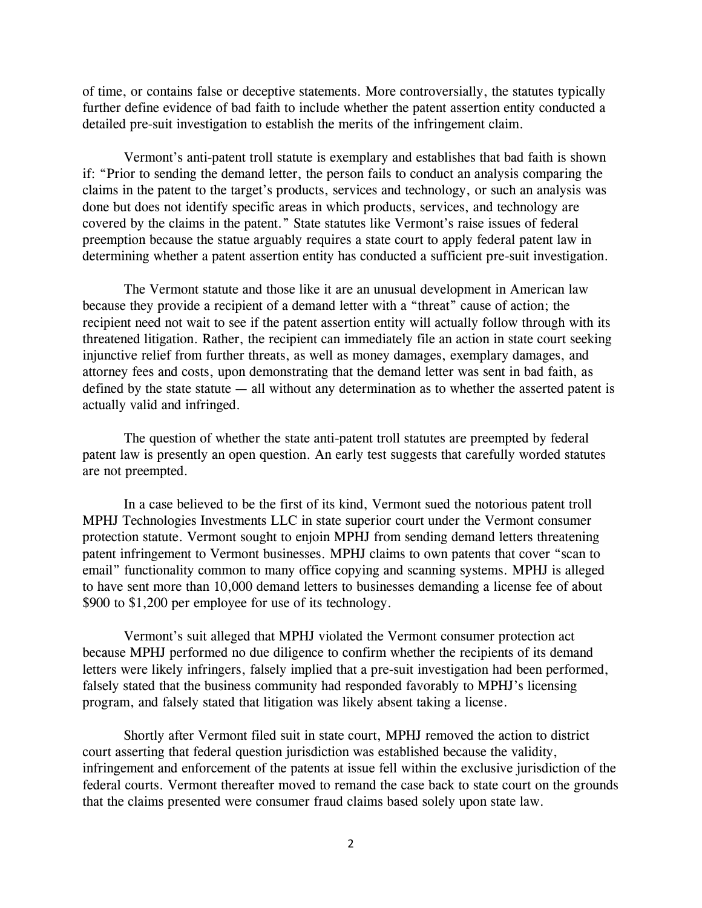of time, or contains false or deceptive statements. More controversially, the statutes typically further define evidence of bad faith to include whether the patent assertion entity conducted a detailed pre-suit investigation to establish the merits of the infringement claim.

Vermont's anti-patent troll statute is exemplary and establishes that bad faith is shown if: "Prior to sending the demand letter, the person fails to conduct an analysis comparing the claims in the patent to the target's products, services and technology, or such an analysis was done but does not identify specific areas in which products, services, and technology are covered by the claims in the patent." State statutes like Vermont's raise issues of federal preemption because the statue arguably requires a state court to apply federal patent law in determining whether a patent assertion entity has conducted a sufficient pre-suit investigation.

The Vermont statute and those like it are an unusual development in American law because they provide a recipient of a demand letter with a "threat" cause of action; the recipient need not wait to see if the patent assertion entity will actually follow through with its threatened litigation. Rather, the recipient can immediately file an action in state court seeking injunctive relief from further threats, as well as money damages, exemplary damages, and attorney fees and costs, upon demonstrating that the demand letter was sent in bad faith, as defined by the state statute — all without any determination as to whether the asserted patent is actually valid and infringed.

The question of whether the state anti-patent troll statutes are preempted by federal patent law is presently an open question. An early test suggests that carefully worded statutes are not preempted.

In a case believed to be the first of its kind, Vermont sued the notorious patent troll MPHJ Technologies Investments LLC in state superior court under the Vermont consumer protection statute. Vermont sought to enjoin MPHJ from sending demand letters threatening patent infringement to Vermont businesses. MPHJ claims to own patents that cover "scan to email" functionality common to many office copying and scanning systems. MPHJ is alleged to have sent more than 10,000 demand letters to businesses demanding a license fee of about $900 to $1,200 per employee for use of its technology.

Vermont's suit alleged that MPHJ violated the Vermont consumer protection act because MPHJ performed no due diligence to confirm whether the recipients of its demand letters were likely infringers, falsely implied that a pre-suit investigation had been performed, falsely stated that the business community had responded favorably to MPHJ's licensing program, and falsely stated that litigation was likely absent taking a license.

Shortly after Vermont filed suit in state court, MPHJ removed the action to district court asserting that federal question jurisdiction was established because the validity, infringement and enforcement of the patents at issue fell within the exclusive jurisdiction of the federal courts. Vermont thereafter moved to remand the case back to state court on the grounds that the claims presented were consumer fraud claims based solely upon state law.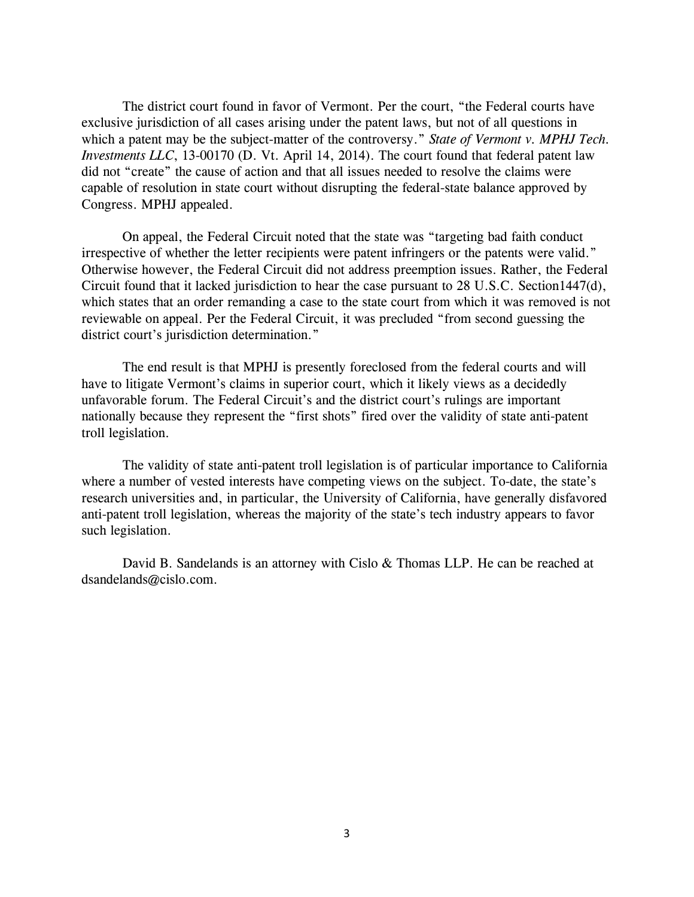The district court found in favor of Vermont. Per the court, "the Federal courts have exclusive jurisdiction of all cases arising under the patent laws, but not of all questions in which a patent may be the subject-matter of the controversy." *State of Vermont v. MPHJ Tech. Investments LLC*, 13-00170 (D. Vt. April 14, 2014). The court found that federal patent law did not "create" the cause of action and that all issues needed to resolve the claims were capable of resolution in state court without disrupting the federal-state balance approved by Congress. MPHJ appealed.

On appeal, the Federal Circuit noted that the state was "targeting bad faith conduct irrespective of whether the letter recipients were patent infringers or the patents were valid." Otherwise however, the Federal Circuit did not address preemption issues. Rather, the Federal Circuit found that it lacked jurisdiction to hear the case pursuant to 28 U.S.C. Section1447(d), which states that an order remanding a case to the state court from which it was removed is not reviewable on appeal. Per the Federal Circuit, it was precluded "from second guessing the district court's jurisdiction determination."

The end result is that MPHJ is presently foreclosed from the federal courts and will have to litigate Vermont's claims in superior court, which it likely views as a decidedly unfavorable forum. The Federal Circuit's and the district court's rulings are important nationally because they represent the "first shots" fired over the validity of state anti-patent troll legislation.

The validity of state anti-patent troll legislation is of particular importance to California where a number of vested interests have competing views on the subject. To-date, the state's research universities and, in particular, the University of California, have generally disfavored anti-patent troll legislation, whereas the majority of the state's tech industry appears to favor such legislation.

David B. Sandelands is an attorney with Cislo & Thomas LLP. He can be reached at dsandelands@cislo.com.